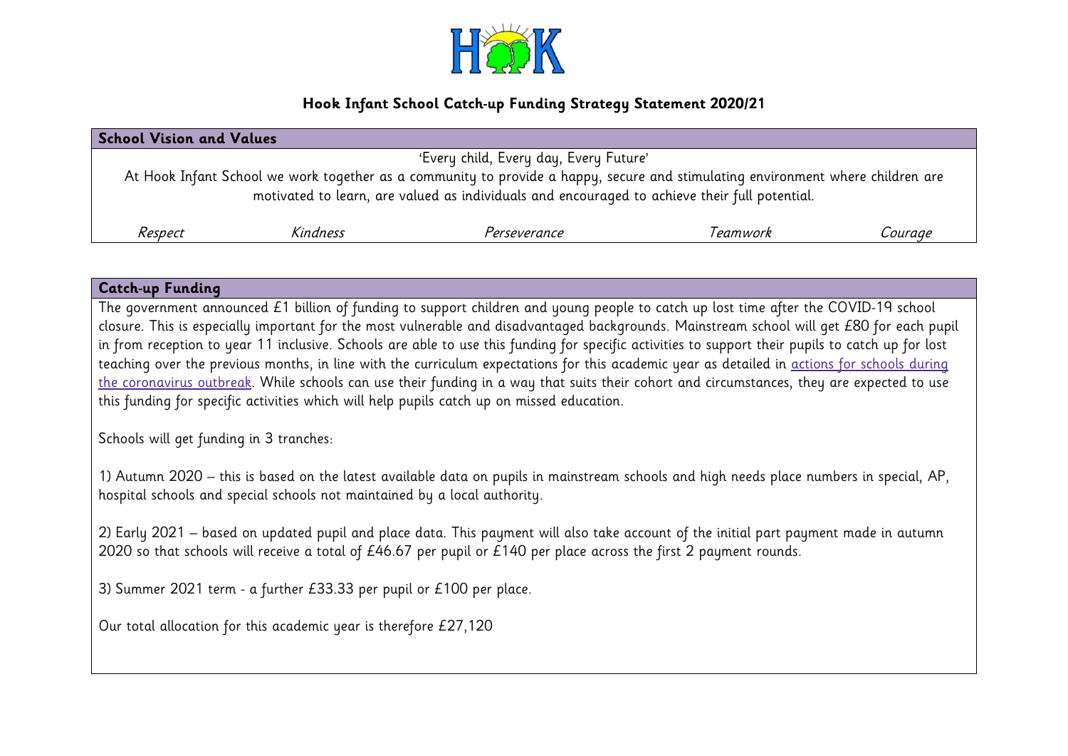# Hook Infant School Catch-up Funding Strategy Statement 2020/21

| **School Vision and Values** | | | | |
|---|---|---|---|---|
| 'Every child, Every day, Every Future' At Hook Infant School we work together as a community to provide a happy, secure and stimulating environment where children are motivated to learn, are valued as individuals and encouraged to achieve their full potential. | | | | |
| *Respect* | *Kindness* | *Perseverance* | *Teamwork* | *Courage* |

## Catch-up Funding

The government announced £1 billion of funding to support children and young people to catch up lost time after the COVID-19 school closure. This is especially important for the most vulnerable and disadvantaged backgrounds. Mainstream school will get £80 for each pupil in from reception to year 11 inclusive. Schools are able to use this funding for specific activities to support their pupils to catch up for lost teaching over the previous months, in line with the curriculum expectations for this academic year as detailed in [actions for schools during the coronavirus outbreak](). While schools can use their funding in a way that suits their cohort and circumstances, they are expected to use this funding for specific activities which will help pupils catch up on missed education.

Schools will get funding in 3 tranches:

1) Autumn 2020 – this is based on the latest available data on pupils in mainstream schools and high needs place numbers in special, AP, hospital schools and special schools not maintained by a local authority.

2) Early 2021 – based on updated pupil and place data. This payment will also take account of the initial part payment made in autumn 2020 so that schools will receive a total of £46.67 per pupil or £140 per place across the first 2 payment rounds.

3) Summer 2021 term - a further £33.33 per pupil or £100 per place.

Our total allocation for this academic year is therefore £27,120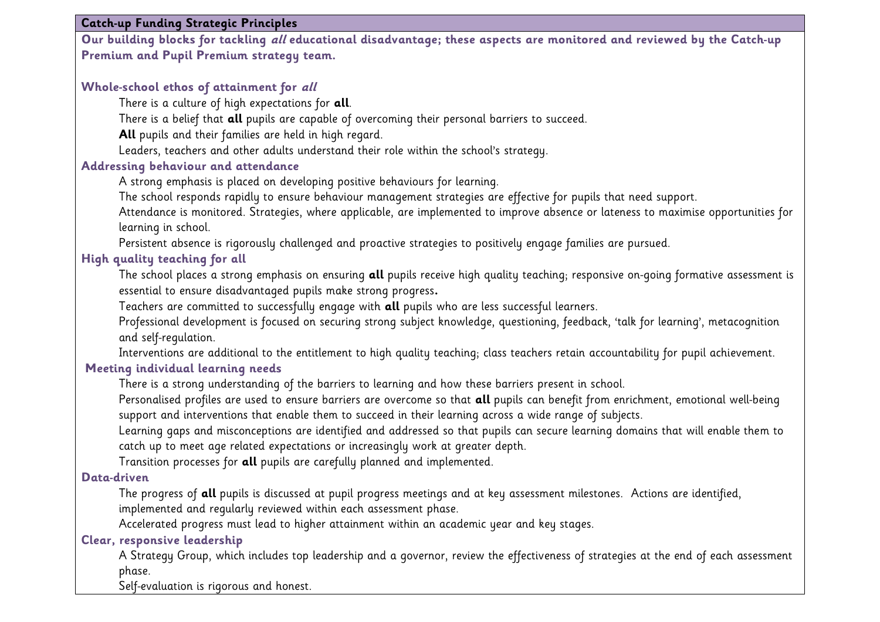## Catch-up Funding Strategic Principles

**Our building blocks for tackling *all* educational disadvantage; these aspects are monitored and reviewed by the Catch-up Premium and Pupil Premium strategy team.**

### Whole-school ethos of attainment for *all*

There is a culture of high expectations for **all**.

There is a belief that **all** pupils are capable of overcoming their personal barriers to succeed.

**All** pupils and their families are held in high regard.

Leaders, teachers and other adults understand their role within the school's strategy.

### Addressing behaviour and attendance

A strong emphasis is placed on developing positive behaviours for learning.

The school responds rapidly to ensure behaviour management strategies are effective for pupils that need support.

Attendance is monitored. Strategies, where applicable, are implemented to improve absence or lateness to maximise opportunities for learning in school.

Persistent absence is rigorously challenged and proactive strategies to positively engage families are pursued.

### High quality teaching for all

The school places a strong emphasis on ensuring **all** pupils receive high quality teaching; responsive on-going formative assessment is essential to ensure disadvantaged pupils make strong progress**.**

Teachers are committed to successfully engage with **all** pupils who are less successful learners.

Professional development is focused on securing strong subject knowledge, questioning, feedback, 'talk for learning', metacognition and self-regulation.

Interventions are additional to the entitlement to high quality teaching; class teachers retain accountability for pupil achievement.

### Meeting individual learning needs

There is a strong understanding of the barriers to learning and how these barriers present in school.

Personalised profiles are used to ensure barriers are overcome so that **all** pupils can benefit from enrichment, emotional well-being support and interventions that enable them to succeed in their learning across a wide range of subjects.

Learning gaps and misconceptions are identified and addressed so that pupils can secure learning domains that will enable them to catch up to meet age related expectations or increasingly work at greater depth.

Transition processes for **all** pupils are carefully planned and implemented.

### Data-driven

The progress of **all** pupils is discussed at pupil progress meetings and at key assessment milestones. Actions are identified, implemented and regularly reviewed within each assessment phase.

Accelerated progress must lead to higher attainment within an academic year and key stages.

### Clear, responsive leadership

A Strategy Group, which includes top leadership and a governor, review the effectiveness of strategies at the end of each assessment phase.

Self-evaluation is rigorous and honest.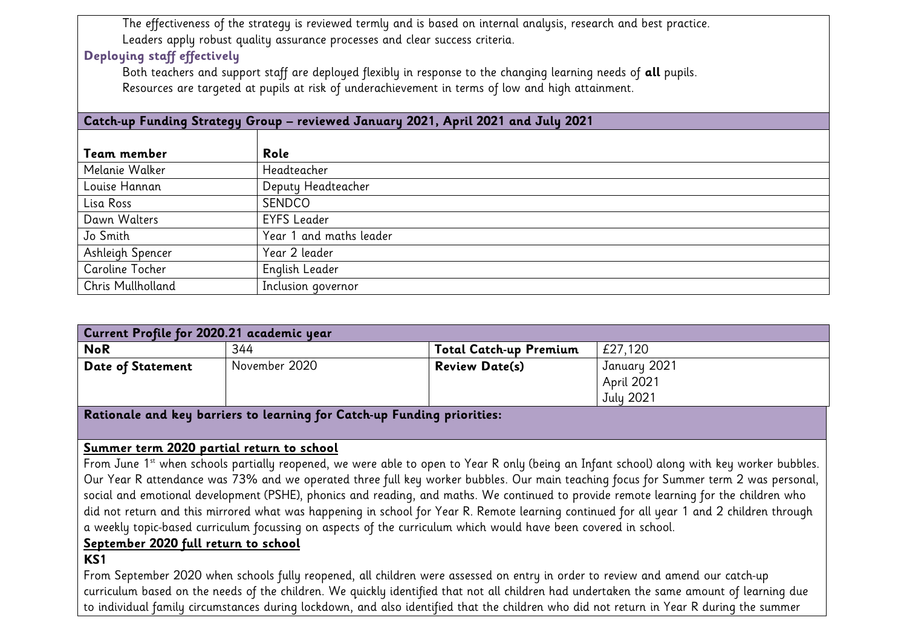The effectiveness of the strategy is reviewed termly and is based on internal analysis, research and best practice.

Leaders apply robust quality assurance processes and clear success criteria.

**Deploying staff effectively**

Both teachers and support staff are deployed flexibly in response to the changing learning needs of **all** pupils.

Resources are targeted at pupils at risk of underachievement in terms of low and high attainment.

| **Catch-up Funding Strategy Group – reviewed January 2021, April 2021 and July 2021** | |
|---|---|
| **Team member** | **Role** |
| Melanie Walker | Headteacher |
| Louise Hannan | Deputy Headteacher |
| Lisa Ross | SENDCO |
| Dawn Walters | EYFS Leader |
| Jo Smith | Year 1 and maths leader |
| Ashleigh Spencer | Year 2 leader |
| Caroline Tocher | English Leader |
| Chris Mullholland | Inclusion governor |

| **Current Profile for 2020.21 academic year** | | | |
|---|---|---|---|
| **NoR** | 344 | **Total Catch-up Premium** | £27,120 |
| **Date of Statement** | November 2020 | **Review Date(s)** | January 2021<br>April 2021<br>July 2021 |

**Rationale and key barriers to learning for Catch-up Funding priorities:**

**Summer term 2020 partial return to school**

From June 1st when schools partially reopened, we were able to open to Year R only (being an Infant school) along with key worker bubbles. Our Year R attendance was 73% and we operated three full key worker bubbles. Our main teaching focus for Summer term 2 was personal, social and emotional development (PSHE), phonics and reading, and maths. We continued to provide remote learning for the children who did not return and this mirrored what was happening in school for Year R. Remote learning continued for all year 1 and 2 children through a weekly topic-based curriculum focussing on aspects of the curriculum which would have been covered in school.

**September 2020 full return to school**

**KS1**

From September 2020 when schools fully reopened, all children were assessed on entry in order to review and amend our catch-up curriculum based on the needs of the children. We quickly identified that not all children had undertaken the same amount of learning due to individual family circumstances during lockdown, and also identified that the children who did not return in Year R during the summer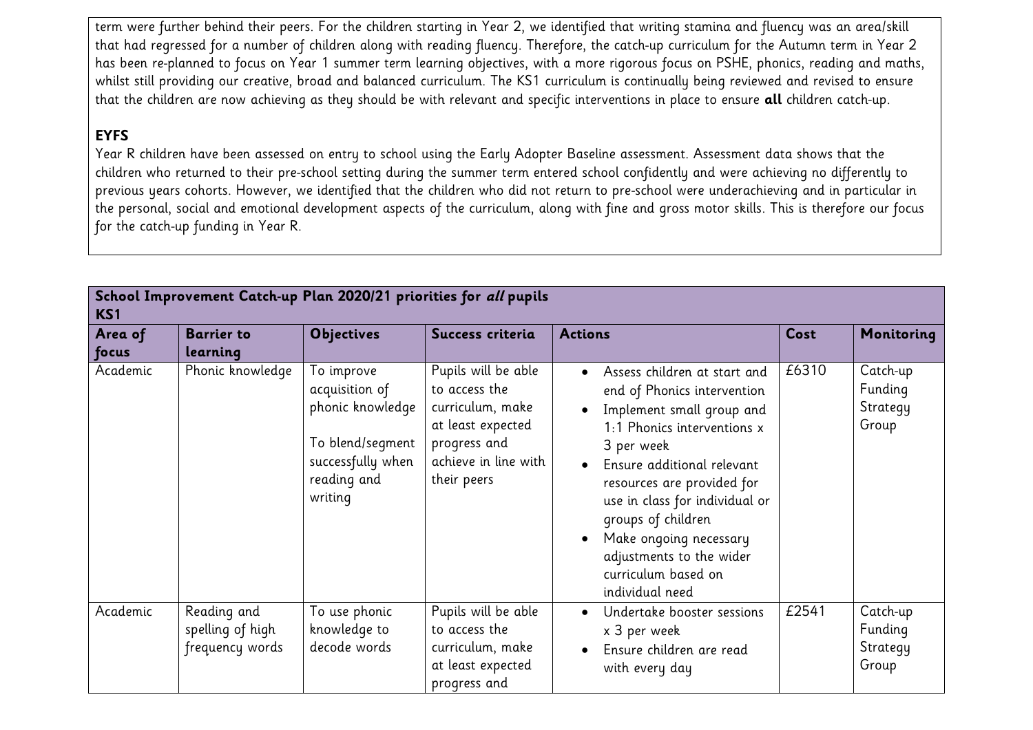term were further behind their peers. For the children starting in Year 2, we identified that writing stamina and fluency was an area/skill that had regressed for a number of children along with reading fluency. Therefore, the catch-up curriculum for the Autumn term in Year 2 has been re-planned to focus on Year 1 summer term learning objectives, with a more rigorous focus on PSHE, phonics, reading and maths, whilst still providing our creative, broad and balanced curriculum. The KS1 curriculum is continually being reviewed and revised to ensure that the children are now achieving as they should be with relevant and specific interventions in place to ensure **all** children catch-up.

**EYFS**

Year R children have been assessed on entry to school using the Early Adopter Baseline assessment. Assessment data shows that the children who returned to their pre-school setting during the summer term entered school confidently and were achieving no differently to previous years cohorts. However, we identified that the children who did not return to pre-school were underachieving and in particular in the personal, social and emotional development aspects of the curriculum, along with fine and gross motor skills. This is therefore our focus for the catch-up funding in Year R.

**School Improvement Catch-up Plan 2020/21 priorities for *all* pupils**
**KS1**

| Area of focus | Barrier to learning | Objectives | Success criteria | Actions | Cost | Monitoring |
|---|---|---|---|---|---|---|
| Academic | Phonic knowledge | To improve acquisition of phonic knowledge<br><br>To blend/segment successfully when reading and writing | Pupils will be able to access the curriculum, make at least expected progress and achieve in line with their peers | • Assess children at start and end of Phonics intervention<br>• Implement small group and 1:1 Phonics interventions x 3 per week<br>• Ensure additional relevant resources are provided for use in class for individual or groups of children<br>• Make ongoing necessary adjustments to the wider curriculum based on individual need | £6310 | Catch-up Funding Strategy Group |
| Academic | Reading and spelling of high frequency words | To use phonic knowledge to decode words | Pupils will be able to access the curriculum, make at least expected progress and | • Undertake booster sessions x 3 per week<br>• Ensure children are read with every day | £2541 | Catch-up Funding Strategy Group |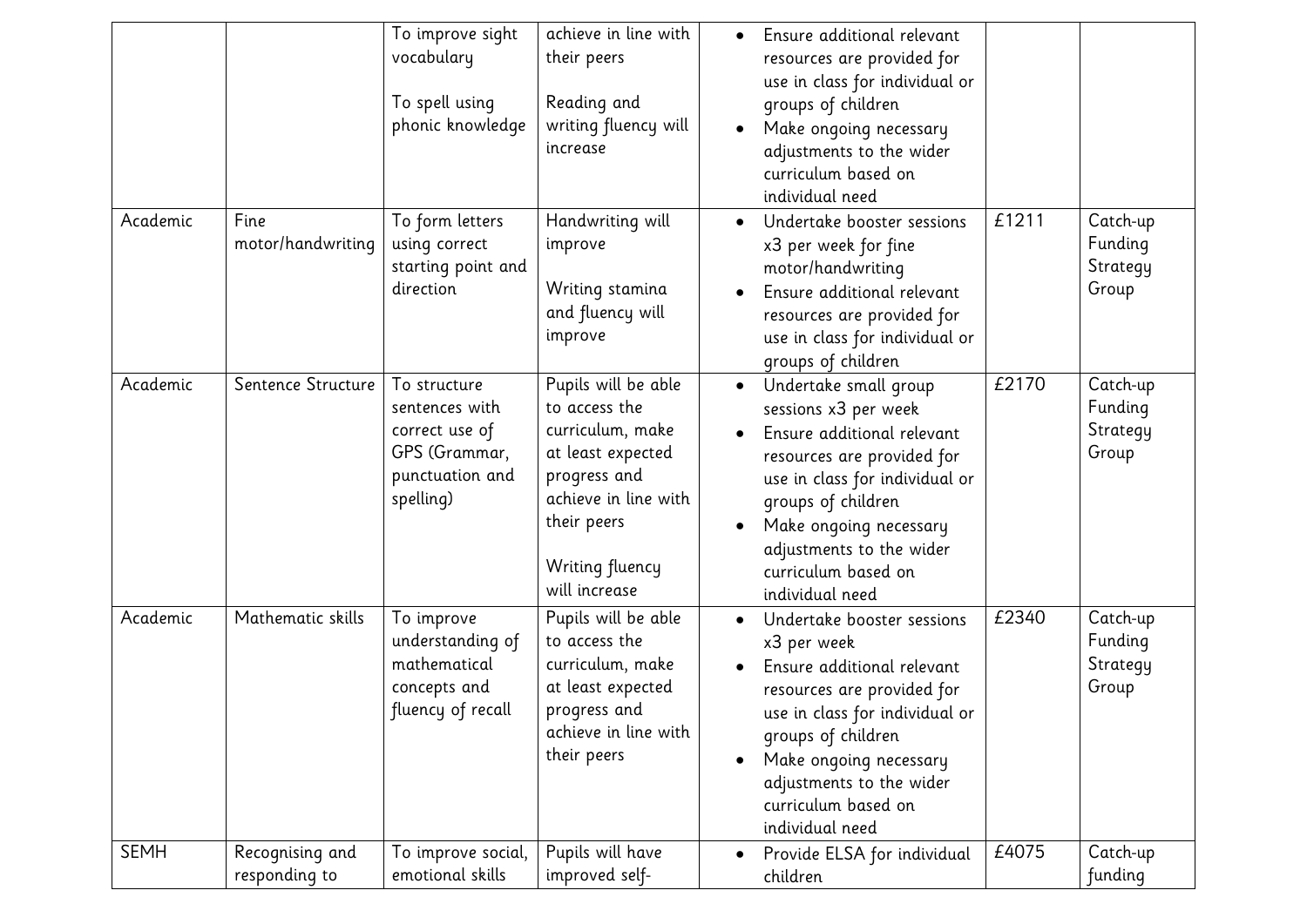| | | | | | | |
|---|---|---|---|---|---|---|
| | | To improve sight vocabulary<br><br>To spell using phonic knowledge | achieve in line with their peers<br><br>Reading and writing fluency will increase | • Ensure additional relevant resources are provided for use in class for individual or groups of children<br>• Make ongoing necessary adjustments to the wider curriculum based on individual need | | |
| Academic | Fine motor/handwriting | To form letters using correct starting point and direction | Handwriting will improve<br><br>Writing stamina and fluency will improve | • Undertake booster sessions x3 per week for fine motor/handwriting<br>• Ensure additional relevant resources are provided for use in class for individual or groups of children | £1211 | Catch-up Funding Strategy Group |
| Academic | Sentence Structure | To structure sentences with correct use of GPS (Grammar, punctuation and spelling) | Pupils will be able to access the curriculum, make at least expected progress and achieve in line with their peers<br><br>Writing fluency will increase | • Undertake small group sessions x3 per week<br>• Ensure additional relevant resources are provided for use in class for individual or groups of children<br>• Make ongoing necessary adjustments to the wider curriculum based on individual need | £2170 | Catch-up Funding Strategy Group |
| Academic | Mathematic skills | To improve understanding of mathematical concepts and fluency of recall | Pupils will be able to access the curriculum, make at least expected progress and achieve in line with their peers | • Undertake booster sessions x3 per week<br>• Ensure additional relevant resources are provided for use in class for individual or groups of children<br>• Make ongoing necessary adjustments to the wider curriculum based on individual need | £2340 | Catch-up Funding Strategy Group |
| SEMH | Recognising and responding to | To improve social, emotional skills | Pupils will have improved self- | • Provide ELSA for individual children | £4075 | Catch-up funding |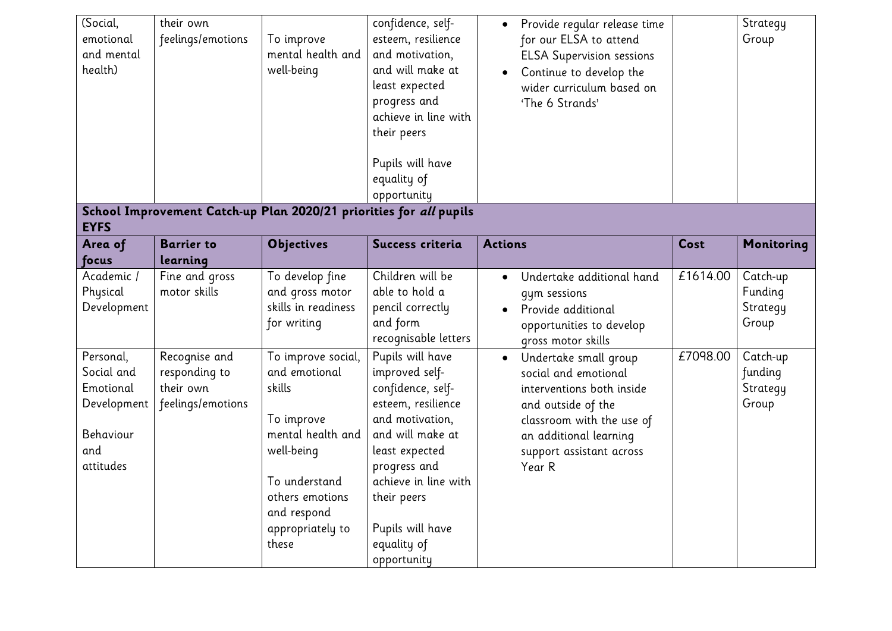| | | | | | | |
|---|---|---|---|---|---|---|
| (Social, emotional and mental health) | their own feelings/emotions | To improve mental health and well-being | confidence, self-esteem, resilience and motivation, and will make at least expected progress and achieve in line with their peers<br><br>Pupils will have equality of opportunity | • Provide regular release time for our ELSA to attend ELSA Supervision sessions<br>• Continue to develop the wider curriculum based on 'The 6 Strands' | | Strategy Group |

**School Improvement Catch-up Plan 2020/21 priorities for *all* pupils**

**EYFS**

| Area of focus | Barrier to learning | Objectives | Success criteria | Actions | Cost | Monitoring |
|---|---|---|---|---|---|---|
| Academic / Physical Development | Fine and gross motor skills | To develop fine and gross motor skills in readiness for writing | Children will be able to hold a pencil correctly and form recognisable letters | • Undertake additional hand gym sessions<br>• Provide additional opportunities to develop gross motor skills | £1614.00 | Catch-up Funding Strategy Group |
| Personal, Social and Emotional Development<br><br>Behaviour and attitudes | Recognise and responding to their own feelings/emotions | To improve social, and emotional skills<br><br>To improve mental health and well-being<br><br>To understand others emotions and respond appropriately to these | Pupils will have improved self-confidence, self-esteem, resilience and motivation, and will make at least expected progress and achieve in line with their peers<br><br>Pupils will have equality of opportunity | • Undertake small group social and emotional interventions both inside and outside of the classroom with the use of an additional learning support assistant across Year R | £7098.00 | Catch-up funding Strategy Group |